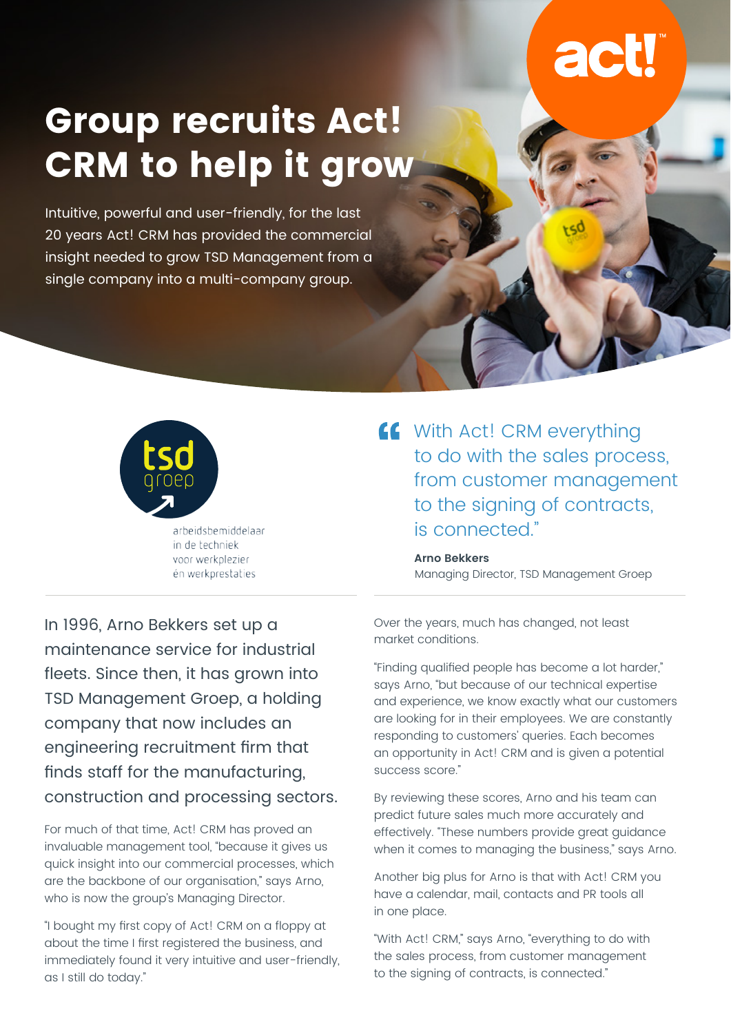# Group recruits Act! CRM to help it grow

Intuitive, powerful and user-friendly, for the last 20 years Act! CRM has provided the commercial insight needed to grow TSD Management from a single company into a multi-company group.

tsd groep

arbeidsbemiddelaar in de techniek voor werkplezier én werkprestaties

> "With Act! CRM everything to do with the sales process, from customer management to the signing of contracts, is connected."
>
> **Arno Bekkers**
> Managing Director, TSD Management Groep

In 1996, Arno Bekkers set up a maintenance service for industrial fleets. Since then, it has grown into TSD Management Groep, a holding company that now includes an engineering recruitment firm that finds staff for the manufacturing, construction and processing sectors.

For much of that time, Act! CRM has proved an invaluable management tool, "because it gives us quick insight into our commercial processes, which are the backbone of our organisation," says Arno, who is now the group's Managing Director.

"I bought my first copy of Act! CRM on a floppy at about the time I first registered the business, and immediately found it very intuitive and user-friendly, as I still do today."

Over the years, much has changed, not least market conditions.

"Finding qualified people has become a lot harder," says Arno, "but because of our technical expertise and experience, we know exactly what our customers are looking for in their employees. We are constantly responding to customers' queries. Each becomes an opportunity in Act! CRM and is given a potential success score."

By reviewing these scores, Arno and his team can predict future sales much more accurately and effectively. "These numbers provide great guidance when it comes to managing the business," says Arno.

Another big plus for Arno is that with Act! CRM you have a calendar, mail, contacts and PR tools all in one place.

"With Act! CRM," says Arno, "everything to do with the sales process, from customer management to the signing of contracts, is connected."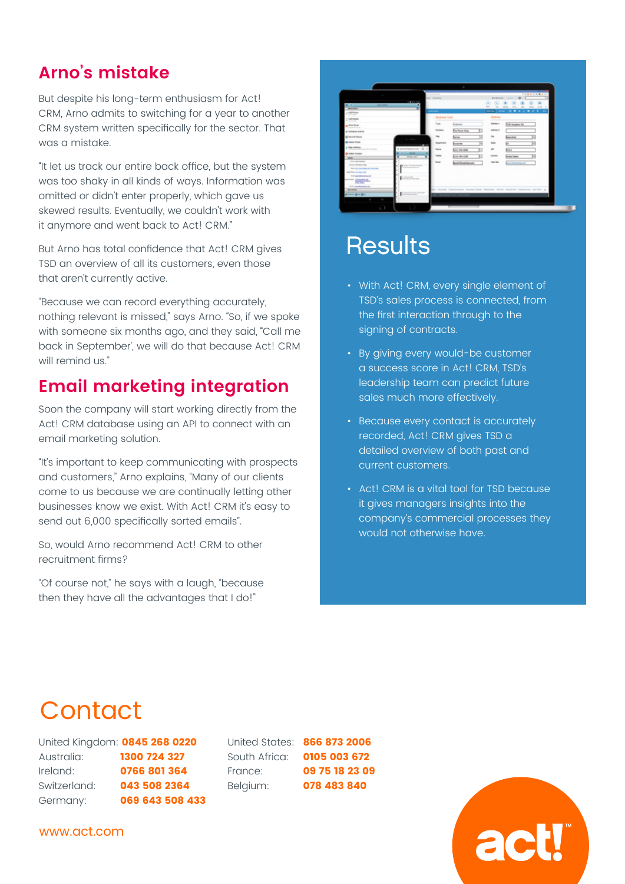## Arno's mistake

But despite his long-term enthusiasm for Act! CRM, Arno admits to switching for a year to another CRM system written specifically for the sector. That was a mistake.

"It let us track our entire back office, but the system was too shaky in all kinds of ways. Information was omitted or didn't enter properly, which gave us skewed results. Eventually, we couldn't work with it anymore and went back to Act! CRM."

But Arno has total confidence that Act! CRM gives TSD an overview of all its customers, even those that aren't currently active.

"Because we can record everything accurately, nothing relevant is missed," says Arno. "So, if we spoke with someone six months ago, and they said, 'Call me back in September', we will do that because Act! CRM will remind us."

## Email marketing integration

Soon the company will start working directly from the Act! CRM database using an API to connect with an email marketing solution.

"It's important to keep communicating with prospects and customers," Arno explains, "Many of our clients come to us because we are continually letting other businesses know we exist. With Act! CRM it's easy to send out 6,000 specifically sorted emails".

So, would Arno recommend Act! CRM to other recruitment firms?

"Of course not," he says with a laugh, "because then they have all the advantages that I do!"

## Results

- With Act! CRM, every single element of TSD's sales process is connected, from the first interaction through to the signing of contracts.
- By giving every would-be customer a success score in Act! CRM, TSD's leadership team can predict future sales much more effectively.
- Because every contact is accurately recorded, Act! CRM gives TSD a detailed overview of both past and current customers.
- Act! CRM is a vital tool for TSD because it gives managers insights into the company's commercial processes they would not otherwise have.

# Contact

| | | | |
|---|---|---|---|
| United Kingdom: | **0845 268 0220** | United States: | **866 873 2006** |
| Australia: | **1300 724 327** | South Africa: | **0105 003 672** |
| Ireland: | **0766 801 364** | France: | **09 75 18 23 09** |
| Switzerland: | **043 508 2364** | Belgium: | **078 483 840** |
| Germany: | **069 643 508 433** | | |

www.act.com

act!™